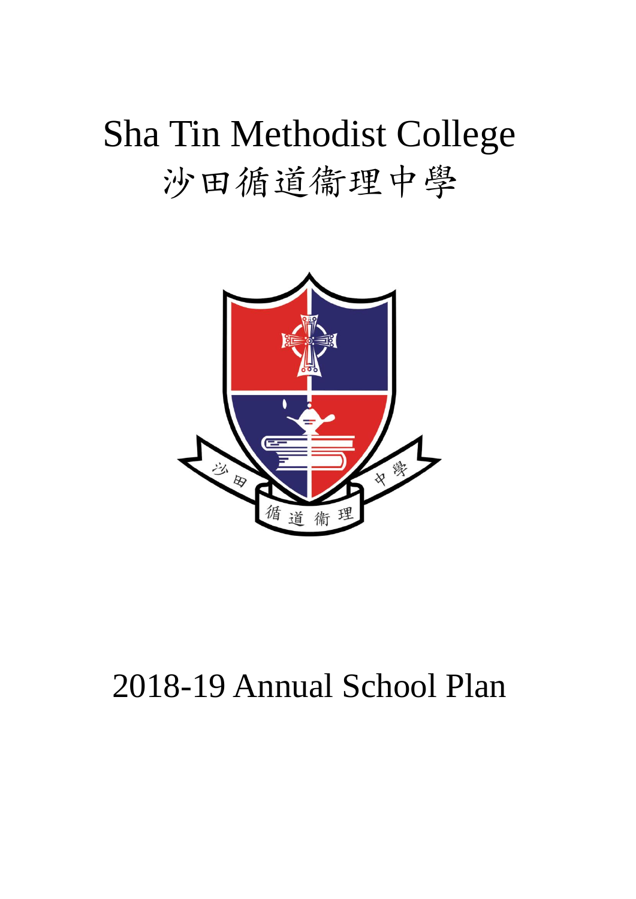# Sha Tin Methodist College

# 沙田循道衛理中學

# 2018-19 Annual School Plan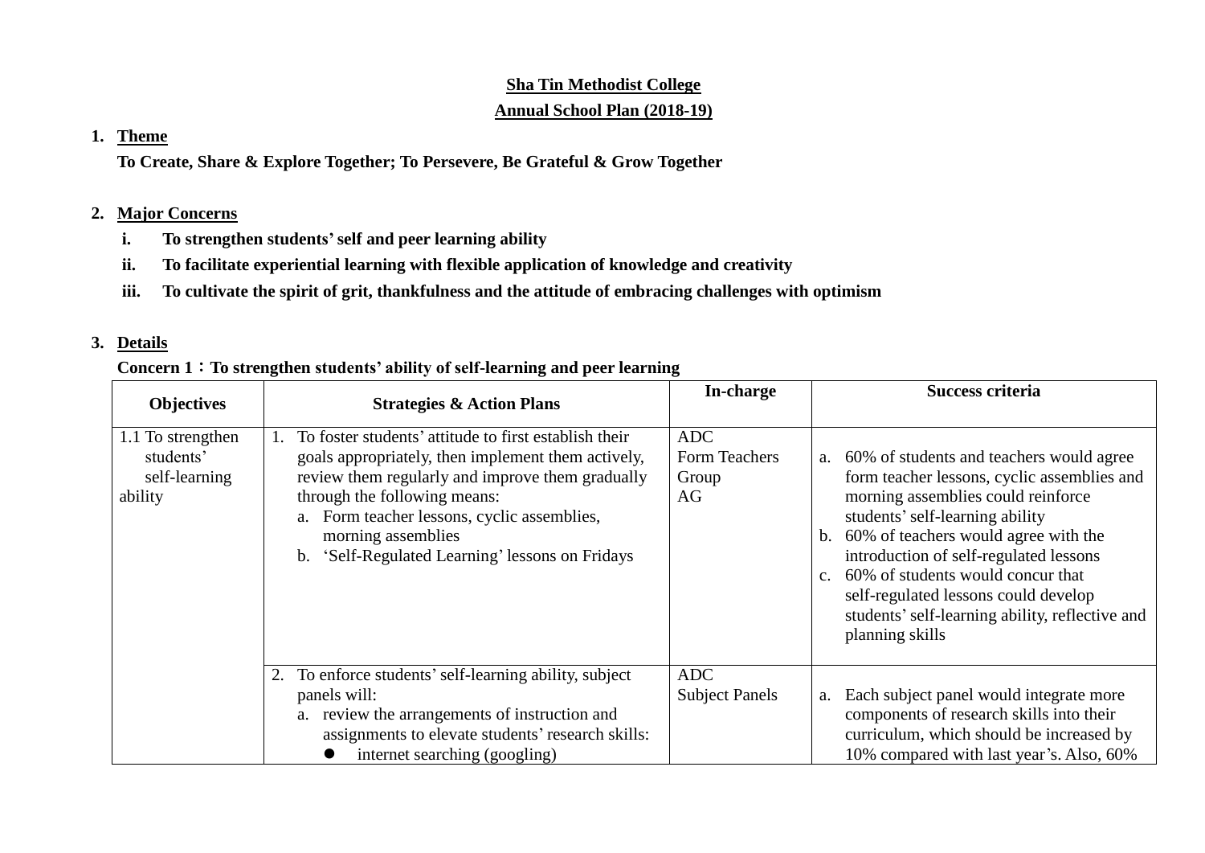**Sha Tin Methodist College**

**Annual School Plan (2018-19)**

1. **Theme**

   **To Create, Share & Explore Together; To Persevere, Be Grateful & Grow Together**

2. **Major Concerns**

   i. **To strengthen students' self and peer learning ability**

   ii. **To facilitate experiential learning with flexible application of knowledge and creativity**

   iii. **To cultivate the spirit of grit, thankfulness and the attitude of embracing challenges with optimism**

3. **Details**

   **Concern 1：To strengthen students' ability of self-learning and peer learning**

| Objectives | Strategies & Action Plans | In-charge | Success criteria |
|---|---|---|---|
| 1.1 To strengthen students' self-learning ability | 1. To foster students' attitude to first establish their goals appropriately, then implement them actively, review them regularly and improve them gradually through the following means:<br>a. Form teacher lessons, cyclic assemblies, morning assemblies<br>b. 'Self-Regulated Learning' lessons on Fridays | ADC<br>Form Teachers Group<br>AG | a. 60% of students and teachers would agree form teacher lessons, cyclic assemblies and morning assemblies could reinforce students' self-learning ability<br>b. 60% of teachers would agree with the introduction of self-regulated lessons<br>c. 60% of students would concur that self-regulated lessons could develop students' self-learning ability, reflective and planning skills |
| | 2. To enforce students' self-learning ability, subject panels will:<br>a. review the arrangements of instruction and assignments to elevate students' research skills:<br>● internet searching (googling) | ADC<br>Subject Panels | a. Each subject panel would integrate more components of research skills into their curriculum, which should be increased by 10% compared with last year's. Also, 60% |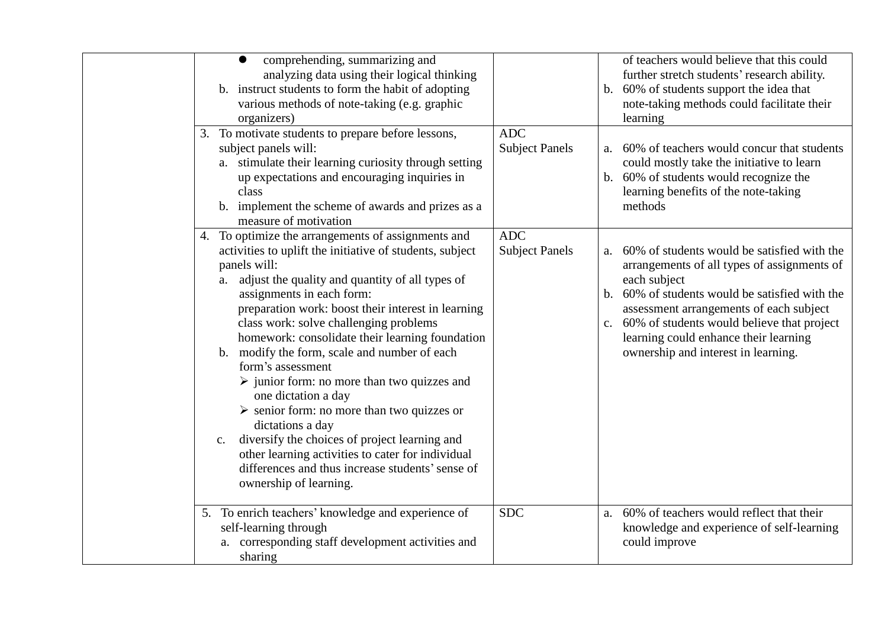| | | | |
|---|---|---|---|
| | • comprehending, summarizing and analyzing data using their logical thinking<br>b. instruct students to form the habit of adopting various methods of note-taking (e.g. graphic organizers) | | of teachers would believe that this could further stretch students' research ability.<br>b. 60% of students support the idea that note-taking methods could facilitate their learning |
| | 3. To motivate students to prepare before lessons, subject panels will:<br>a. stimulate their learning curiosity through setting up expectations and encouraging inquiries in class<br>b. implement the scheme of awards and prizes as a measure of motivation | ADC<br>Subject Panels | a. 60% of teachers would concur that students could mostly take the initiative to learn<br>b. 60% of students would recognize the learning benefits of the note-taking methods |
| | 4. To optimize the arrangements of assignments and activities to uplift the initiative of students, subject panels will:<br>a. adjust the quality and quantity of all types of assignments in each form:<br>preparation work: boost their interest in learning<br>class work: solve challenging problems<br>homework: consolidate their learning foundation<br>b. modify the form, scale and number of each form's assessment<br>➢ junior form: no more than two quizzes and one dictation a day<br>➢ senior form: no more than two quizzes or dictations a day<br>c. diversify the choices of project learning and other learning activities to cater for individual differences and thus increase students' sense of ownership of learning. | ADC<br>Subject Panels | a. 60% of students would be satisfied with the arrangements of all types of assignments of each subject<br>b. 60% of students would be satisfied with the assessment arrangements of each subject<br>c. 60% of students would believe that project learning could enhance their learning ownership and interest in learning. |
| | 5. To enrich teachers' knowledge and experience of self-learning through<br>a. corresponding staff development activities and sharing | SDC | a. 60% of teachers would reflect that their knowledge and experience of self-learning could improve |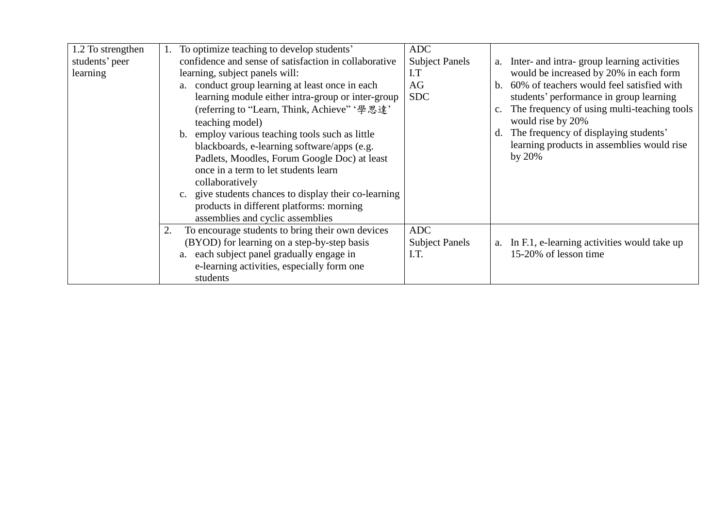| | | | |
|---|---|---|---|
| 1.2 To strengthen students' peer learning | 1. To optimize teaching to develop students' confidence and sense of satisfaction in collaborative learning, subject panels will:<br>a. conduct group learning at least once in each learning module either intra-group or inter-group (referring to "Learn, Think, Achieve" '學思達' teaching model)<br>b. employ various teaching tools such as little blackboards, e-learning software/apps (e.g. Padlets, Moodles, Forum Google Doc) at least once in a term to let students learn collaboratively<br>c. give students chances to display their co-learning products in different platforms: morning assemblies and cyclic assemblies | ADC<br>Subject Panels<br>I.T<br>AG<br>SDC | a. Inter- and intra- group learning activities would be increased by 20% in each form<br>b. 60% of teachers would feel satisfied with students' performance in group learning<br>c. The frequency of using multi-teaching tools would rise by 20%<br>d. The frequency of displaying students' learning products in assemblies would rise by 20% |
| | 2. To encourage students to bring their own devices (BYOD) for learning on a step-by-step basis<br>a. each subject panel gradually engage in e-learning activities, especially form one students | ADC<br>Subject Panels<br>I.T. | a. In F.1, e-learning activities would take up 15-20% of lesson time |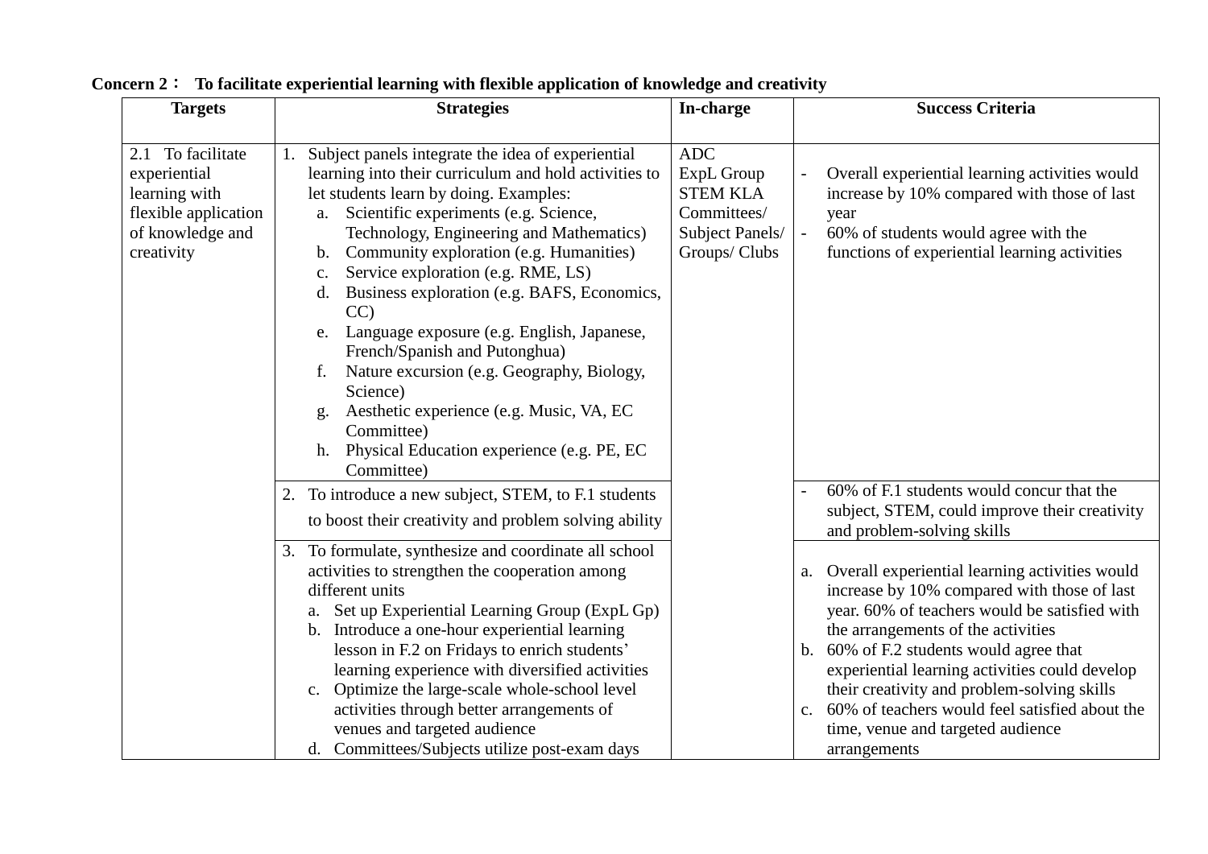**Concern 2： To facilitate experiential learning with flexible application of knowledge and creativity**

| Targets | Strategies | In-charge | Success Criteria |
|---|---|---|---|
| 2.1 To facilitate experiential learning with flexible application of knowledge and creativity | 1. Subject panels integrate the idea of experiential learning into their curriculum and hold activities to let students learn by doing. Examples:<br>a. Scientific experiments (e.g. Science, Technology, Engineering and Mathematics)<br>b. Community exploration (e.g. Humanities)<br>c. Service exploration (e.g. RME, LS)<br>d. Business exploration (e.g. BAFS, Economics, CC)<br>e. Language exposure (e.g. English, Japanese, French/Spanish and Putonghua)<br>f. Nature excursion (e.g. Geography, Biology, Science)<br>g. Aesthetic experience (e.g. Music, VA, EC Committee)<br>h. Physical Education experience (e.g. PE, EC Committee) | ADC<br>ExpL Group<br>STEM KLA Committees/ Subject Panels/ Groups/ Clubs | - Overall experiential learning activities would increase by 10% compared with those of last year<br>- 60% of students would agree with the functions of experiential learning activities |
| | 2. To introduce a new subject, STEM, to F.1 students to boost their creativity and problem solving ability | | - 60% of F.1 students would concur that the subject, STEM, could improve their creativity and problem-solving skills |
| | 3. To formulate, synthesize and coordinate all school activities to strengthen the cooperation among different units<br>a. Set up Experiential Learning Group (ExpL Gp)<br>b. Introduce a one-hour experiential learning lesson in F.2 on Fridays to enrich students' learning experience with diversified activities<br>c. Optimize the large-scale whole-school level activities through better arrangements of venues and targeted audience<br>d. Committees/Subjects utilize post-exam days | | a. Overall experiential learning activities would increase by 10% compared with those of last year. 60% of teachers would be satisfied with the arrangements of the activities<br>b. 60% of F.2 students would agree that experiential learning activities could develop their creativity and problem-solving skills<br>c. 60% of teachers would feel satisfied about the time, venue and targeted audience arrangements |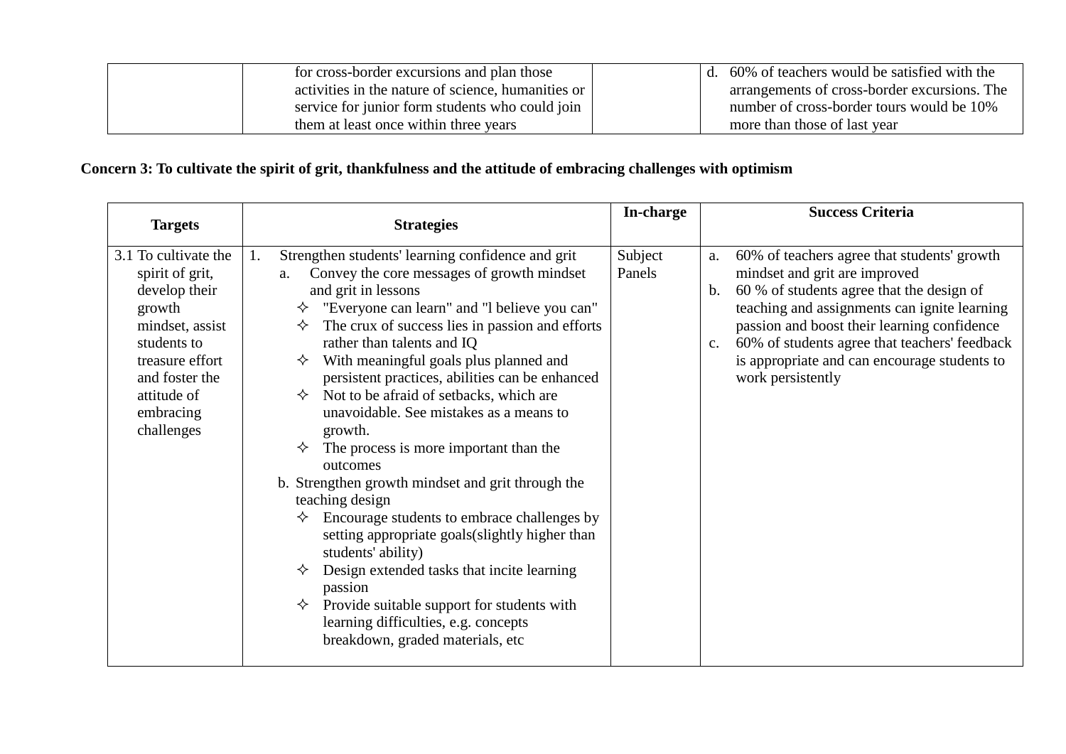| | | | |
|---|---|---|---|
| | for cross-border excursions and plan those activities in the nature of science, humanities or service for junior form students who could join them at least once within three years | | d. 60% of teachers would be satisfied with the arrangements of cross-border excursions. The number of cross-border tours would be 10% more than those of last year |

**Concern 3: To cultivate the spirit of grit, thankfulness and the attitude of embracing challenges with optimism**

| Targets | Strategies | In-charge | Success Criteria |
|---|---|---|---|
| 3.1 To cultivate the spirit of grit, develop their growth mindset, assist students to treasure effort and foster the attitude of embracing challenges | 1. Strengthen students' learning confidence and grit<br>a. Convey the core messages of growth mindset and grit in lessons<br>✧ "Everyone can learn" and "l believe you can"<br>✧ The crux of success lies in passion and efforts rather than talents and IQ<br>✧ With meaningful goals plus planned and persistent practices, abilities can be enhanced<br>✧ Not to be afraid of setbacks, which are unavoidable. See mistakes as a means to growth.<br>✧ The process is more important than the outcomes<br>b. Strengthen growth mindset and grit through the teaching design<br>✧ Encourage students to embrace challenges by setting appropriate goals(slightly higher than students' ability)<br>✧ Design extended tasks that incite learning passion<br>✧ Provide suitable support for students with learning difficulties, e.g. concepts breakdown, graded materials, etc | Subject Panels | a. 60% of teachers agree that students' growth mindset and grit are improved<br>b. 60 % of students agree that the design of teaching and assignments can ignite learning passion and boost their learning confidence<br>c. 60% of students agree that teachers' feedback is appropriate and can encourage students to work persistently |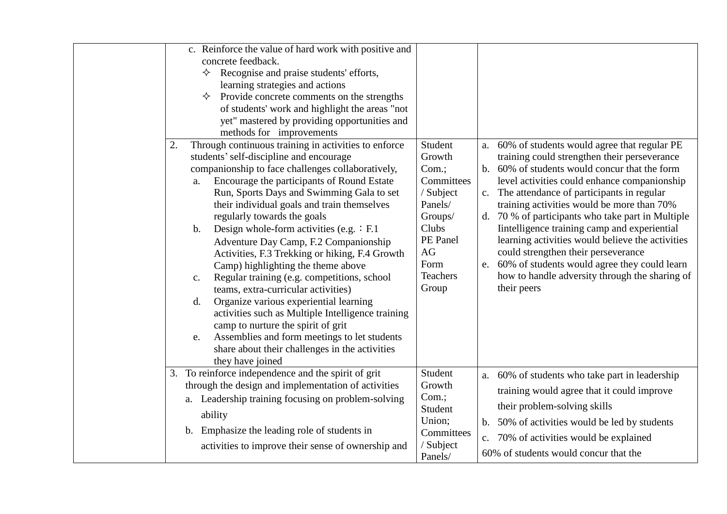| | | | |
|---|---|---|---|
| | c. Reinforce the value of hard work with positive and concrete feedback.<br>✧ Recognise and praise students' efforts, learning strategies and actions<br>✧ Provide concrete comments on the strengths of students' work and highlight the areas "not yet" mastered by providing opportunities and methods for improvements | | |
| | 2. Through continuous training in activities to enforce students' self-discipline and encourage companionship to face challenges collaboratively,<br>a. Encourage the participants of Round Estate Run, Sports Days and Swimming Gala to set their individual goals and train themselves regularly towards the goals<br>b. Design whole-form activities (e.g.：F.1 Adventure Day Camp, F.2 Companionship Activities, F.3 Trekking or hiking, F.4 Growth Camp) highlighting the theme above<br>c. Regular training (e.g. competitions, school teams, extra-curricular activities)<br>d. Organize various experiential learning activities such as Multiple Intelligence training camp to nurture the spirit of grit<br>e. Assemblies and form meetings to let students share about their challenges in the activities they have joined | Student Growth Com.; Committees / Subject Panels/ Groups/ Clubs<br>PE Panel<br>AG<br>Form Teachers Group | a. 60% of students would agree that regular PE training could strengthen their perseverance<br>b. 60% of students would concur that the form level activities could enhance companionship<br>c. The attendance of participants in regular training activities would be more than 70%<br>d. 70 % of participants who take part in Multiple Iintelligence training camp and experiential learning activities would believe the activities could strengthen their perseverance<br>e. 60% of students would agree they could learn how to handle adversity through the sharing of their peers |
| | 3. To reinforce independence and the spirit of grit through the design and implementation of activities<br>a. Leadership training focusing on problem-solving ability<br>b. Emphasize the leading role of students in activities to improve their sense of ownership and | Student Growth Com.; Student Union; Committees / Subject Panels/ | a. 60% of students who take part in leadership training would agree that it could improve their problem-solving skills<br>b. 50% of activities would be led by students<br>c. 70% of activities would be explained<br>60% of students would concur that the |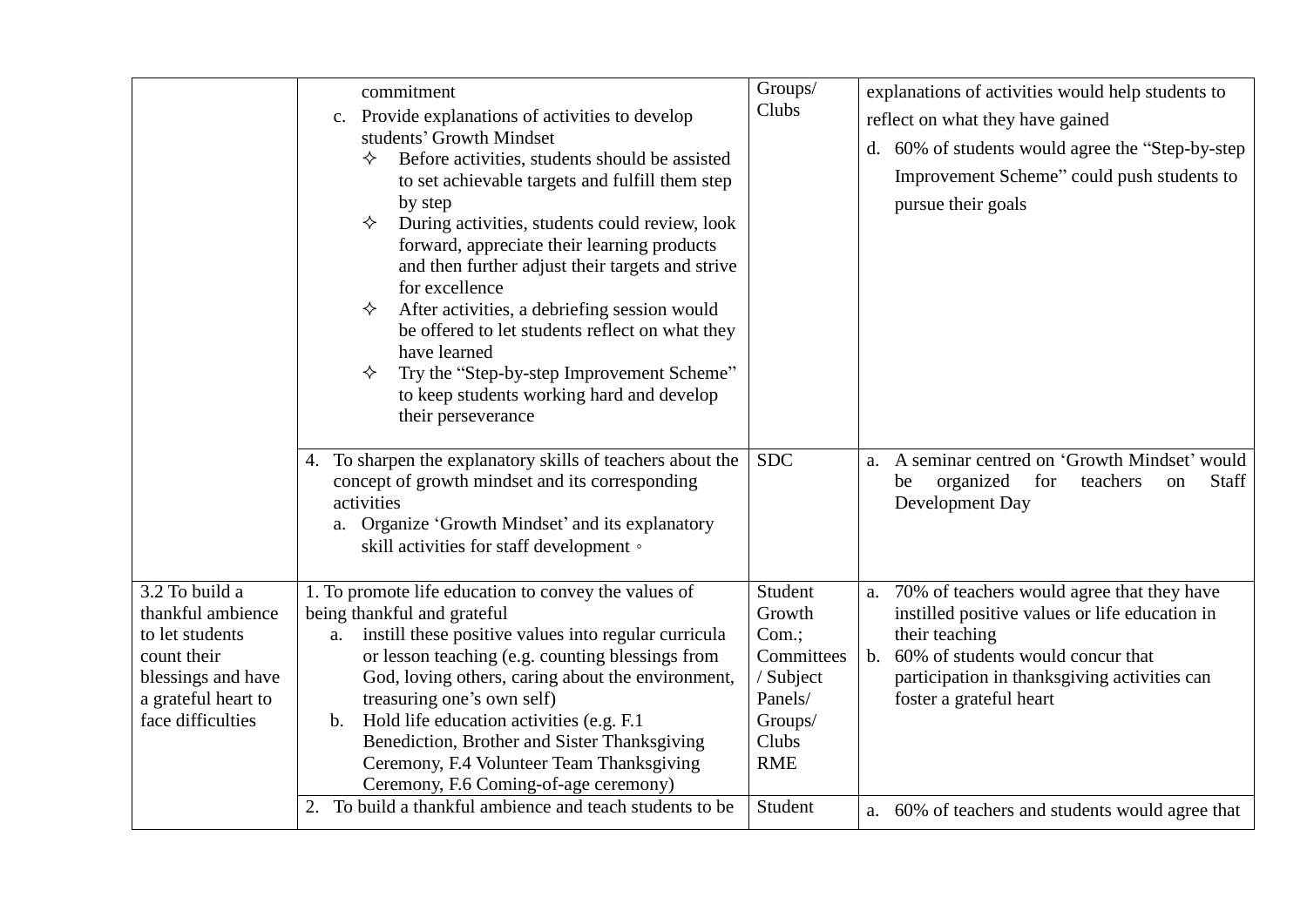| | | | |
|---|---|---|---|
| | commitment<br>c. Provide explanations of activities to develop students' Growth Mindset<br>✧ Before activities, students should be assisted to set achievable targets and fulfill them step by step<br>✧ During activities, students could review, look forward, appreciate their learning products and then further adjust their targets and strive for excellence<br>✧ After activities, a debriefing session would be offered to let students reflect on what they have learned<br>✧ Try the "Step-by-step Improvement Scheme" to keep students working hard and develop their perseverance | Groups/ Clubs | explanations of activities would help students to reflect on what they have gained<br>d. 60% of students would agree the "Step-by-step Improvement Scheme" could push students to pursue their goals |
| | 4. To sharpen the explanatory skills of teachers about the concept of growth mindset and its corresponding activities<br>a. Organize 'Growth Mindset' and its explanatory skill activities for staff development。 | SDC | a. A seminar centred on 'Growth Mindset' would be organized for teachers on Staff Development Day |
| 3.2 To build a thankful ambience to let students count their blessings and have a grateful heart to face difficulties | 1. To promote life education to convey the values of being thankful and grateful<br>a. instill these positive values into regular curricula or lesson teaching (e.g. counting blessings from God, loving others, caring about the environment, treasuring one's own self)<br>b. Hold life education activities (e.g. F.1 Benediction, Brother and Sister Thanksgiving Ceremony, F.4 Volunteer Team Thanksgiving Ceremony, F.6 Coming-of-age ceremony) | Student Growth Com.; Committees / Subject Panels/ Groups/ Clubs RME | a. 70% of teachers would agree that they have instilled positive values or life education in their teaching<br>b. 60% of students would concur that participation in thanksgiving activities can foster a grateful heart |
| | 2. To build a thankful ambience and teach students to be | Student | a. 60% of teachers and students would agree that |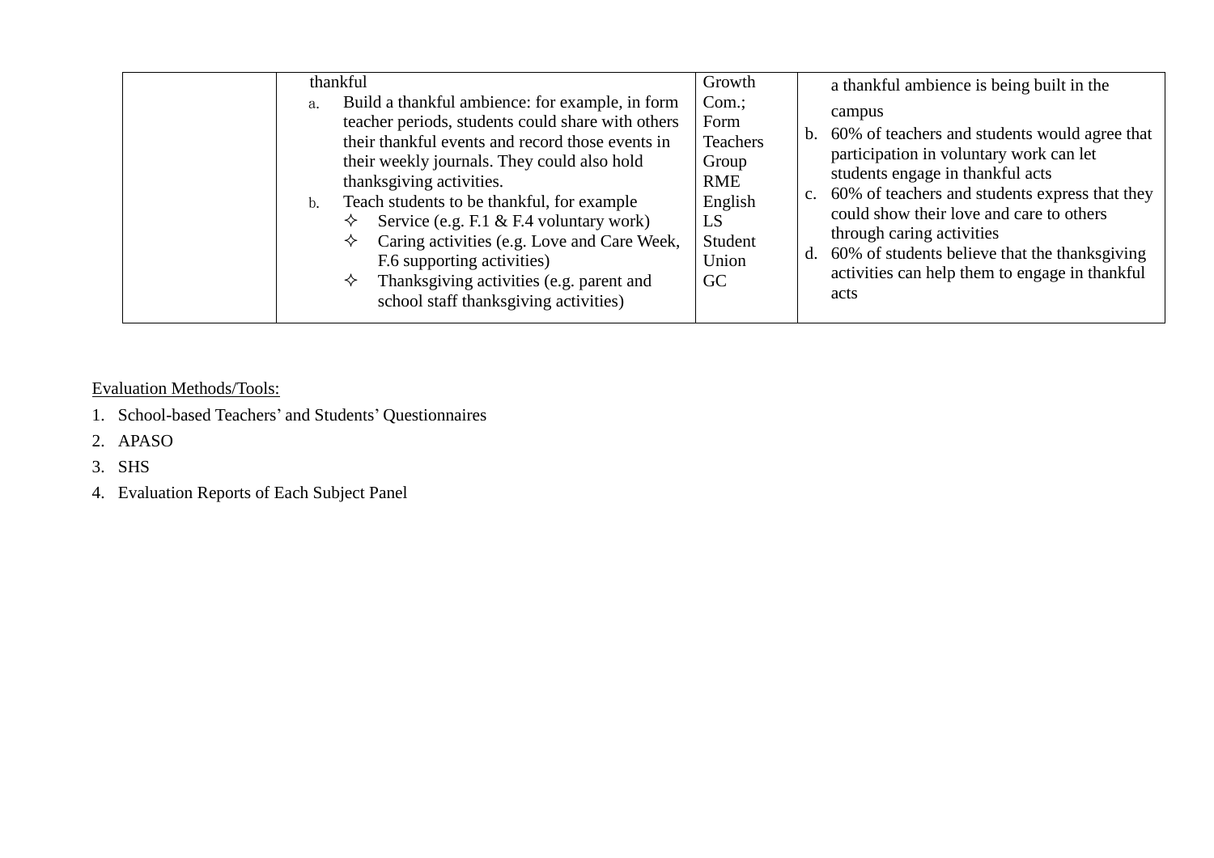|  | thankful<br>a. Build a thankful ambience: for example, in form teacher periods, students could share with others their thankful events and record those events in their weekly journals. They could also hold thanksgiving activities.<br>b. Teach students to be thankful, for example<br>✧ Service (e.g. F.1 & F.4 voluntary work)<br>✧ Caring activities (e.g. Love and Care Week, F.6 supporting activities)<br>✧ Thanksgiving activities (e.g. parent and school staff thanksgiving activities) | Growth Com.;<br>Form Teachers Group<br>RME<br>English<br>LS<br>Student Union<br>GC | a thankful ambience is being built in the campus<br>b. 60% of teachers and students would agree that participation in voluntary work can let students engage in thankful acts<br>c. 60% of teachers and students express that they could show their love and care to others through caring activities<br>d. 60% of students believe that the thanksgiving activities can help them to engage in thankful acts |
|---|---|---|---|

<u>Evaluation Methods/Tools:</u>

1. School-based Teachers' and Students' Questionnaires
2. APASO
3. SHS
4. Evaluation Reports of Each Subject Panel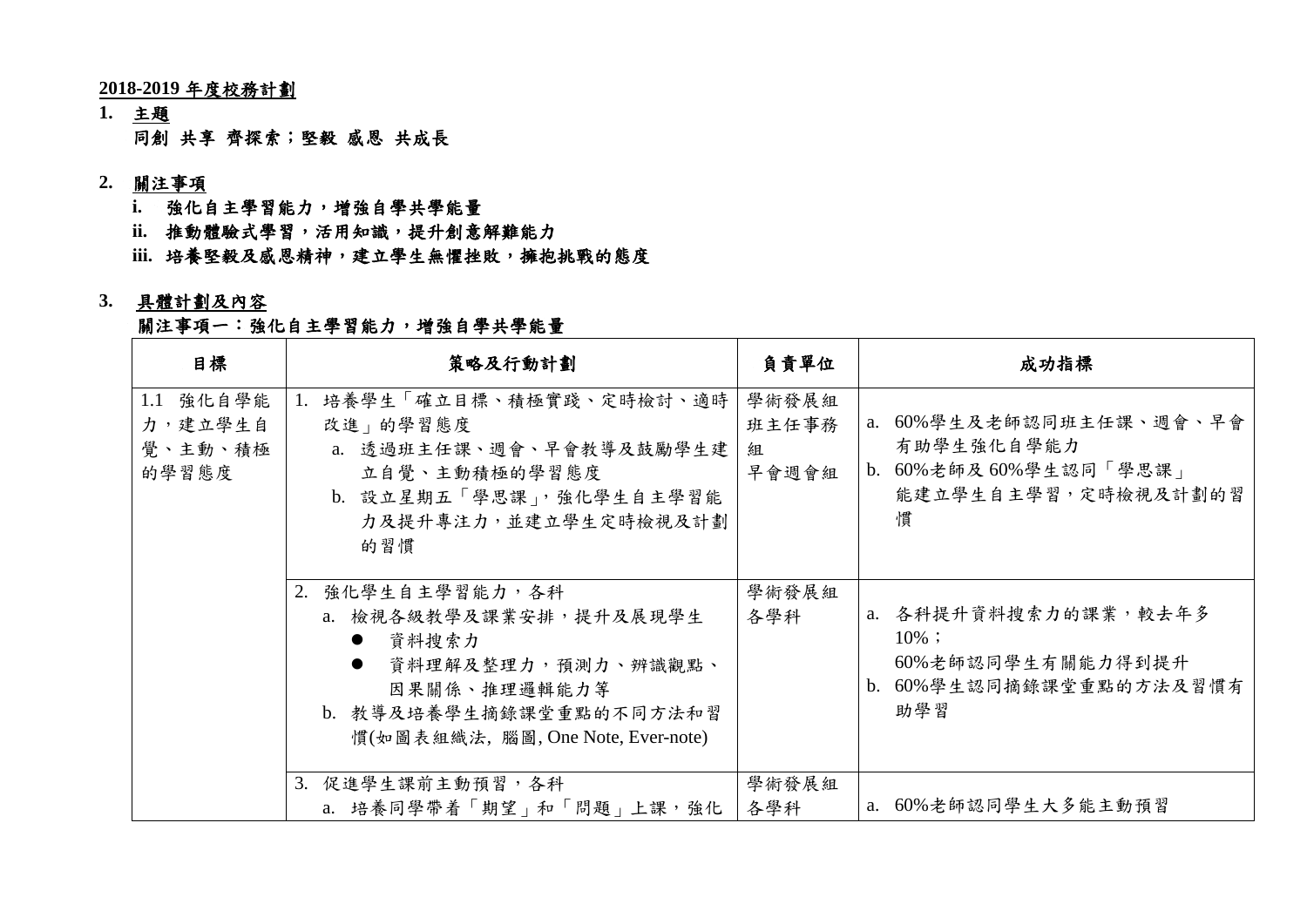**2018-2019 年度校務計劃**

**1. 主題**

**同創 共享 齊探索；堅毅 感恩 共成長**

**2. 關注事項**

**i. 強化自主學習能力，增強自學共學能量**

**ii. 推動體驗式學習，活用知識，提升創意解難能力**

**iii. 培養堅毅及感恩精神，建立學生無懼挫敗，擁抱挑戰的態度**

**3. 具體計劃及內容**

**關注事項一：強化自主學習能力，增強自學共學能量**

| 目標 | 策略及行動計劃 | 負責單位 | 成功指標 |
|---|---|---|---|
| 1.1 強化自學能力，建立學生自覺、主動、積極的學習態度 | 1. 培養學生「確立目標、積極實踐、定時檢討、適時改進」的學習態度<br>a. 透過班主任課、週會、早會教導及鼓勵學生建立自覺、主動積極的學習態度<br>b. 設立星期五「學思課」，強化學生自主學習能力及提升專注力，並建立學生定時檢視及計劃的習慣 | 學術發展組<br>班主任事務組<br>早會週會組 | a. 60%學生及老師認同班主任課、週會、早會有助學生強化自學能力<br>b. 60%老師及 60%學生認同「學思課」能建立學生自主學習，定時檢視及計劃的習慣 |
| | 2. 強化學生自主學習能力，各科<br>a. 檢視各級教學及課業安排，提升及展現學生<br>● 資料搜索力<br>● 資料理解及整理力，預測力、辨識觀點、因果關係、推理邏輯能力等<br>b. 教導及培養學生摘錄課堂重點的不同方法和習慣(如圖表組織法, 腦圖, One Note, Ever-note) | 學術發展組<br>各學科 | a. 各科提升資料搜索力的課業，較去年多 10%；<br>60%老師認同學生有關能力得到提升<br>b. 60%學生認同摘錄課堂重點的方法及習慣有助學習 |
| | 3. 促進學生課前主動預習，各科<br>a. 培養同學帶着「期望」和「問題」上課，強化 | 學術發展組<br>各學科 | a. 60%老師認同學生大多能主動預習 |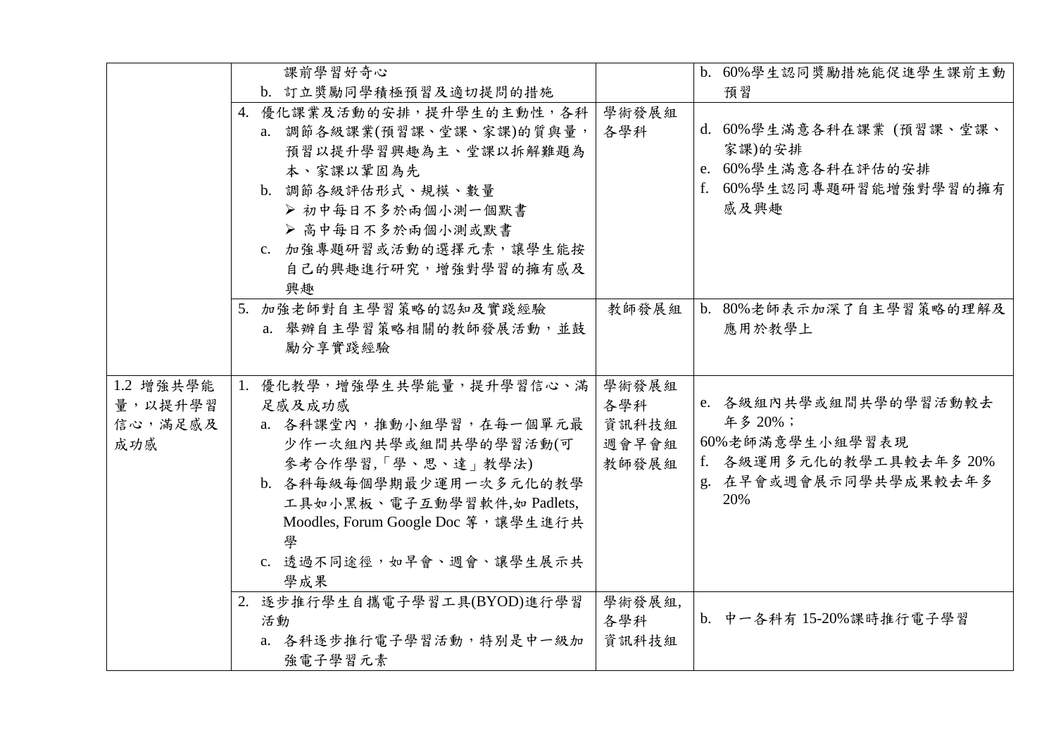| | | | |
|---|---|---|---|
| | 課前學習好奇心<br>b. 訂立獎勵同學積極預習及適切提問的措施 | | b. 60%學生認同獎勵措施能促進學生課前主動預習 |
| | 4. 優化課業及活動的安排，提升學生的主動性，各科<br>a. 調節各級課業(預習課、堂課、家課)的質與量，預習以提升學習興趣為主、堂課以拆解難題為本、家課以鞏固為先<br>b. 調節各級評估形式、規模、數量<br>➢ 初中每日不多於兩個小測一個默書<br>➢ 高中每日不多於兩個小測或默書<br>c. 加強專題研習或活動的選擇元素，讓學生能按自己的興趣進行研究，增強對學習的擁有感及興趣 | 學術發展組<br>各學科 | d. 60%學生滿意各科在課業 (預習課、堂課、家課)的安排<br>e. 60%學生滿意各科在評估的安排<br>f. 60%學生認同專題研習能增強對學習的擁有感及興趣 |
| | 5. 加強老師對自主學習策略的認知及實踐經驗<br>a. 舉辦自主學習策略相關的教師發展活動，並鼓勵分享實踐經驗 | 教師發展組 | b. 80%老師表示加深了自主學習策略的理解及應用於教學上 |
| 1.2 增強共學能量，以提升學習信心，滿足感及成功感 | 1. 優化教學，增強學生共學能量，提升學習信心、滿足感及成功感<br>a. 各科課堂內，推動小組學習，在每一個單元最少作一次組內共學或組間共學的學習活動(可參考合作學習,「學、思、達」教學法)<br>b. 各科每級每個學期最少運用一次多元化的教學工具如小黑板、電子互動學習軟件,如 Padlets, Moodles, Forum Google Doc 等，讓學生進行共學<br>c. 透過不同途徑，如早會、週會、讓學生展示共學成果 | 學術發展組<br>各學科<br>資訊科技組<br>週會早會組<br>教師發展組 | e. 各級組內共學或組間共學的學習活動較去年多 20%；<br>60%老師滿意學生小組學習表現<br>f. 各級運用多元化的教學工具較去年多 20%<br>g. 在早會或週會展示同學共學成果較去年多 20% |
| | 2. 逐步推行學生自攜電子學習工具(BYOD)進行學習活動<br>a. 各科逐步推行電子學習活動，特別是中一級加強電子學習元素 | 學術發展組,<br>各學科<br>資訊科技組 | b. 中一各科有 15-20%課時推行電子學習 |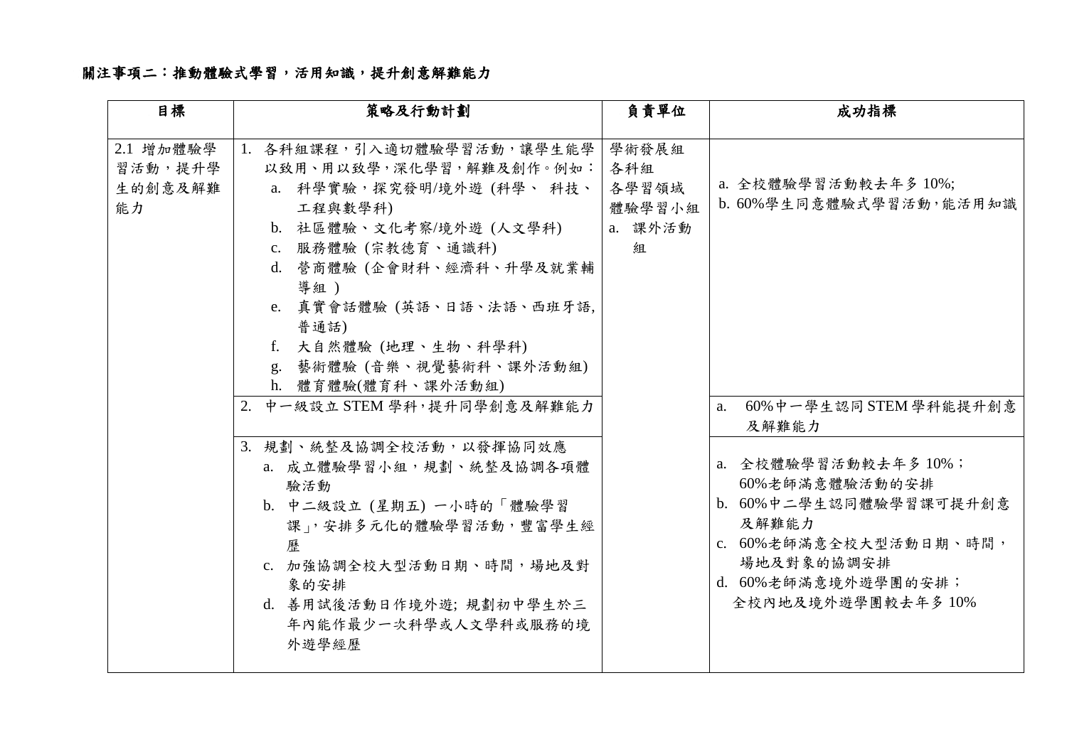**關注事項二：推動體驗式學習，活用知識，提升創意解難能力**

| 目標 | 策略及行動計劃 | 負責單位 | 成功指標 |
| --- | --- | --- | --- |
| 2.1 增加體驗學習活動，提升學生的創意及解難能力 | 1. 各科組課程，引入適切體驗學習活動，讓學生能學以致用、用以致學，深化學習，解難及創作。例如：<br>a. 科學實驗，探究發明/境外遊 (科學、 科技、工程與數學科)<br>b. 社區體驗、文化考察/境外遊 (人文學科)<br>c. 服務體驗 (宗教德育、通識科)<br>d. 營商體驗 (企會財科、經濟科、升學及就業輔導組 )<br>e. 真實會話體驗 (英語、日語、法語、西班牙語, 普通話)<br>f. 大自然體驗 (地理、生物、科學科)<br>g. 藝術體驗 (音樂、視覺藝術科、課外活動組)<br>h. 體育體驗(體育科、課外活動組) | 學術發展組<br>各科組<br>各學習領域<br>體驗學習小組<br>a. 課外活動組 | a. 全校體驗學習活動較去年多 10%;<br>b. 60%學生同意體驗式學習活動,能活用知識 |
| | 2. 中一級設立 STEM 學科,提升同學創意及解難能力 | | a. 60%中一學生認同 STEM 學科能提升創意及解難能力 |
| | 3. 規劃、統整及協調全校活動，以發揮協同效應<br>a. 成立體驗學習小組，規劃、統整及協調各項體驗活動<br>b. 中二級設立 (星期五) 一小時的「體驗學習課」, 安排多元化的體驗學習活動，豐富學生經歷<br>c. 加強協調全校大型活動日期、時間，場地及對象的安排<br>d. 善用試後活動日作境外遊; 規劃初中學生於三年內能作最少一次科學或人文學科或服務的境外遊學經歷 | | a. 全校體驗學習活動較去年多 10%；60%老師滿意體驗活動的安排<br>b. 60%中二學生認同體驗學習課可提升創意及解難能力<br>c. 60%老師滿意全校大型活動日期、時間，場地及對象的協調安排<br>d. 60%老師滿意境外遊學團的安排；全校內地及境外遊學團較去年多 10% |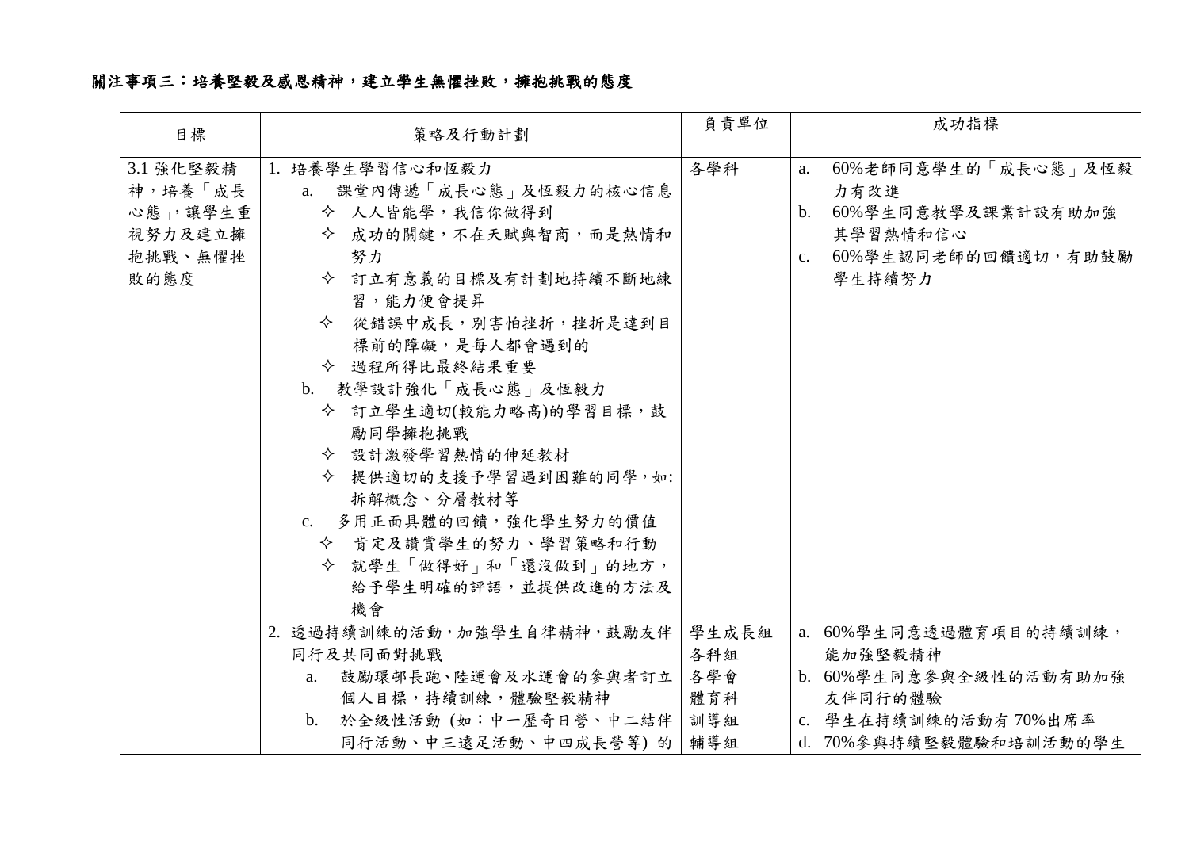**關注事項三：培養堅毅及感恩精神，建立學生無懼挫敗，擁抱挑戰的態度**

| 目標 | 策略及行動計劃 | 負責單位 | 成功指標 |
| --- | --- | --- | --- |
| 3.1 強化堅毅精神，培養「成長心態」，讓學生重視努力及建立擁抱挑戰、無懼挫敗的態度 | 1. 培養學生學習信心和恆毅力<br>a. 課堂內傳遞「成長心態」及恆毅力的核心信息<br>✧ 人人皆能學，我信你做得到<br>✧ 成功的關鍵，不在天賦與智商，而是熱情和努力<br>✧ 訂立有意義的目標及有計劃地持續不斷地練習，能力便會提昇<br>✧ 從錯誤中成長，別害怕挫折，挫折是達到目標前的障礙，是每人都會遇到的<br>✧ 過程所得比最終結果重要<br>b. 教學設計強化「成長心態」及恆毅力<br>✧ 訂立學生適切(較能力略高)的學習目標，鼓勵同學擁抱挑戰<br>✧ 設計激發學習熱情的伸延教材<br>✧ 提供適切的支援予學習遇到困難的同學，如:拆解概念、分層教材等<br>c. 多用正面具體的回饋，強化學生努力的價值<br>✧ 肯定及讚賞學生的努力、學習策略和行動<br>✧ 就學生「做得好」和「還沒做到」的地方，給予學生明確的評語，並提供改進的方法及機會 | 各學科 | a. 60%老師同意學生的「成長心態」及恆毅力有改進<br>b. 60%學生同意教學及課業計設有助加強其學習熱情和信心<br>c. 60%學生認同老師的回饋適切，有助鼓勵學生持續努力 |
| | 2. 透過持續訓練的活動，加強學生自律精神，鼓勵友伴同行及共同面對挑戰<br>a. 鼓勵環邨長跑、陸運會及水運會的參與者訂立個人目標，持續訓練，體驗堅毅精神<br>b. 於全級性活動 (如：中一歷奇日營、中二結伴同行活動、中三遠足活動、中四成長營等) 的 | 學生成長組<br>各科組<br>各學會<br>體育科<br>訓導組<br>輔導組 | a. 60%學生同意透過體育項目的持續訓練，能加強堅毅精神<br>b. 60%學生同意參與全級性的活動有助加強友伴同行的體驗<br>c. 學生在持續訓練的活動有 70%出席率<br>d. 70%參與持續堅毅體驗和培訓活動的學生 |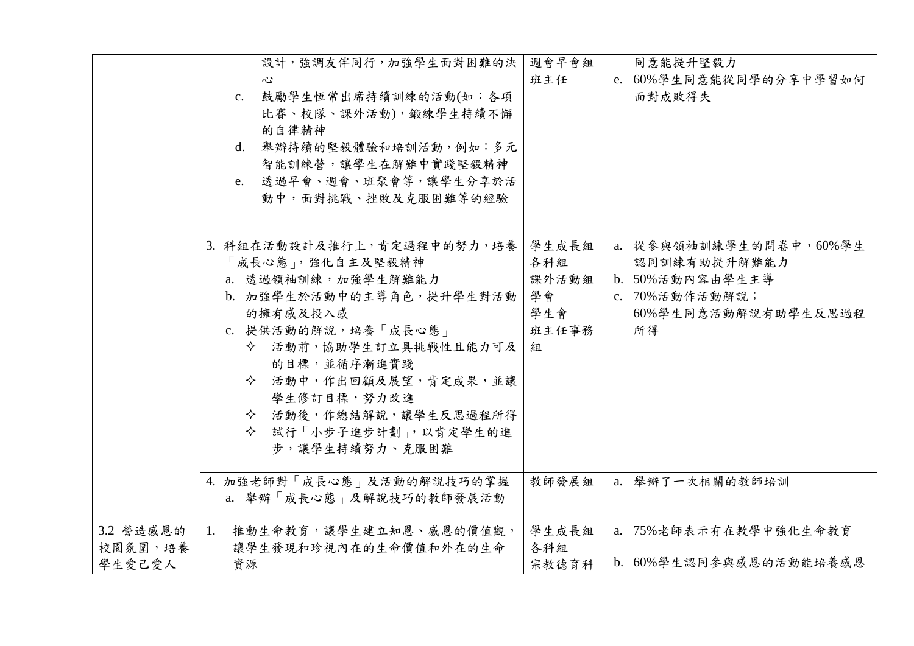| | | | |
|---|---|---|---|
| | 設計，強調友伴同行，加強學生面對困難的決心<br>c. 鼓勵學生恆常出席持續訓練的活動(如：各項比賽、校隊、課外活動)，鍛練學生持續不懈的自律精神<br>d. 舉辦持續的堅毅體驗和培訓活動，例如：多元智能訓練營，讓學生在解難中實踐堅毅精神<br>e. 透過早會、週會、班聚會等，讓學生分享於活動中，面對挑戰、挫敗及克服困難等的經驗 | 週會早會組<br>班主任 | 同意能提升堅毅力<br>e. 60%學生同意能從同學的分享中學習如何面對成敗得失 |
| | 3. 科組在活動設計及推行上，肯定過程中的努力，培養「成長心態」，強化自主及堅毅精神<br>a. 透過領袖訓練，加強學生解難能力<br>b. 加強學生於活動中的主導角色，提升學生對活動的擁有感及投入感<br>c. 提供活動的解說，培養「成長心態」<br>✧ 活動前，協助學生訂立具挑戰性且能力可及的目標，並循序漸進實踐<br>✧ 活動中，作出回顧及展望，肯定成果，並讓學生修訂目標，努力改進<br>✧ 活動後，作總結解說，讓學生反思過程所得<br>✧ 試行「小步子進步計劃」，以肯定學生的進步，讓學生持續努力、克服困難 | 學生成長組<br>各科組<br>課外活動組<br>學會<br>學生會<br>班主任事務組 | a. 從參與領袖訓練學生的問卷中，60%學生認同訓練有助提升解難能力<br>b. 50%活動內容由學生主導<br>c. 70%活動作活動解說；<br>60%學生同意活動解說有助學生反思過程所得 |
| | 4. 加強老師對「成長心態」及活動的解說技巧的掌握<br>a. 舉辦「成長心態」及解說技巧的教師發展活動 | 教師發展組 | a. 舉辦了一次相關的教師培訓 |
| 3.2 營造感恩的校園氛圍，培養學生愛己愛人 | 1. 推動生命教育，讓學生建立知恩、感恩的價值觀，讓學生發現和珍視內在的生命價值和外在的生命資源 | 學生成長組<br>各科組<br>宗教德育科 | a. 75%老師表示有在教學中強化生命教育<br>b. 60%學生認同參與感恩的活動能培養感恩 |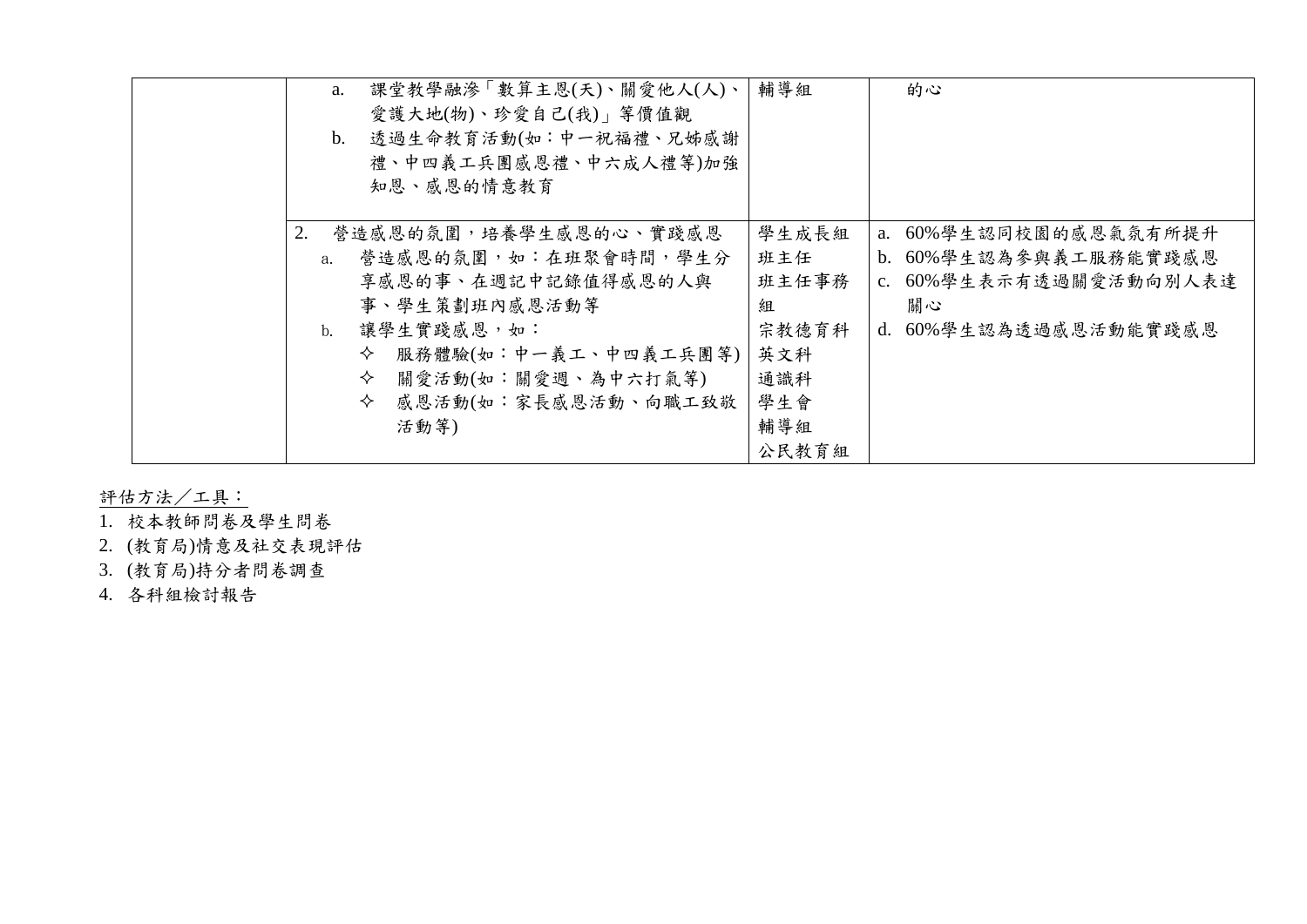| | | | |
|---|---|---|---|
| | a. 課堂教學融滲「數算主恩(天)、關愛他人(人)、愛護大地(物)、珍愛自己(我)」等價值觀<br>b. 透過生命教育活動(如：中一祝福禮、兄姊感謝禮、中四義工兵團感恩禮、中六成人禮等)加強知恩、感恩的情意教育 | 輔導組 | 的心 |
| | 2. 營造感恩的氛圍，培養學生感恩的心、實踐感恩<br>a. 營造感恩的氛圍，如：在班聚會時間，學生分享感恩的事、在週記中記錄值得感恩的人與事、學生策劃班內感恩活動等<br>b. 讓學生實踐感恩，如：<br>✧ 服務體驗(如：中一義工、中四義工兵團等)<br>✧ 關愛活動(如：關愛週、為中六打氣等)<br>✧ 感恩活動(如：家長感恩活動、向職工致敬活動等) | 學生成長組<br>班主任<br>班主任事務組<br>宗教德育科<br>英文科<br>通識科<br>學生會<br>輔導組<br>公民教育組 | a. 60%學生認同校園的感恩氣氛有所提升<br>b. 60%學生認為參與義工服務能實踐感恩<br>c. 60%學生表示有透過關愛活動向別人表達關心<br>d. 60%學生認為透過感恩活動能實踐感恩 |

<u>評估方法／工具：</u>

1. 校本教師問卷及學生問卷
2. (教育局)情意及社交表現評估
3. (教育局)持分者問卷調查
4. 各科組檢討報告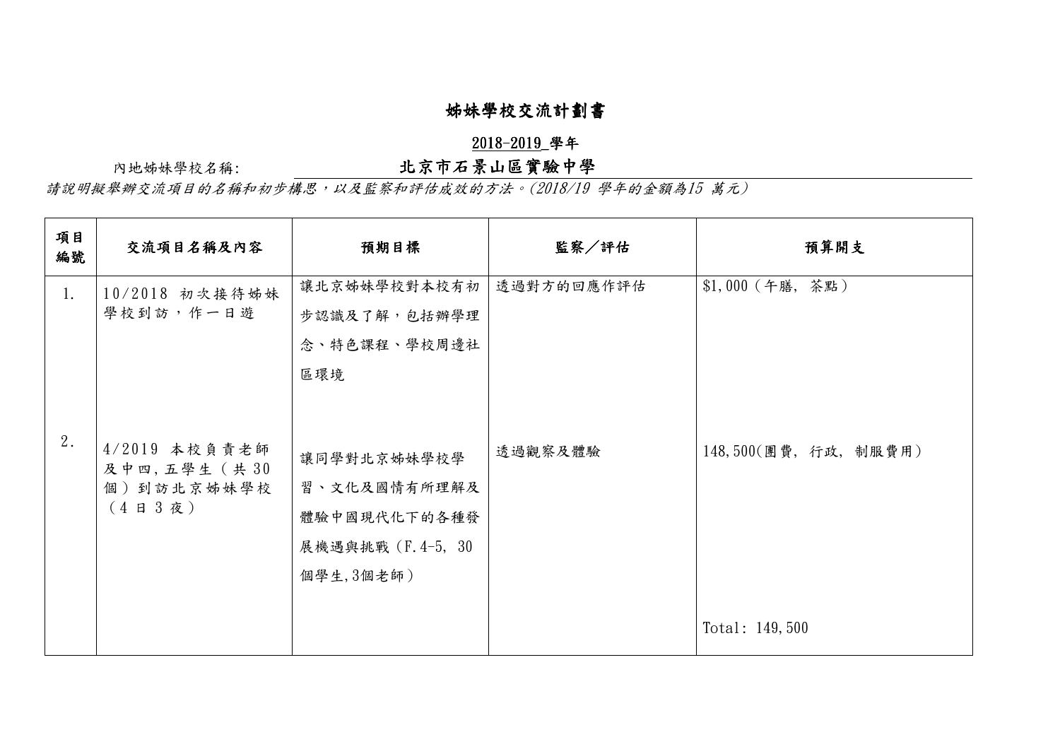# 姊妹學校交流計劃書

2018-2019 學年

內地姊妹學校名稱: **北京市石景山區實驗中學**

*請說明擬舉辦交流項目的名稱和初步構思，以及監察和評估成效的方法。(2018/19 學年的金額為15 萬元)*

| 項目編號 | 交流項目名稱及內容 | 預期目標 | 監察／評估 | 預算開支 |
|---|---|---|---|---|
| 1. | 10/2018 初次接待姊妹學校到訪，作一日遊 | 讓北京姊妹學校對本校有初步認識及了解，包括辦學理念、特色課程、學校周邊社區環境 | 透過對方的回應作評估 | $1,000（午膳, 茶點） |
| 2. | 4/2019 本校負責老師及中四,五學生（共 30 個）到訪北京姊妹學校（4 日 3 夜） | 讓同學對北京姊妹學校學習、文化及國情有所理解及體驗中國現代化下的各種發展機遇與挑戰（F.4-5, 30 個學生,3個老師） | 透過觀察及體驗 | 148,500(團費, 行政, 制服費用) |
| | | | | Total: 149,500 |